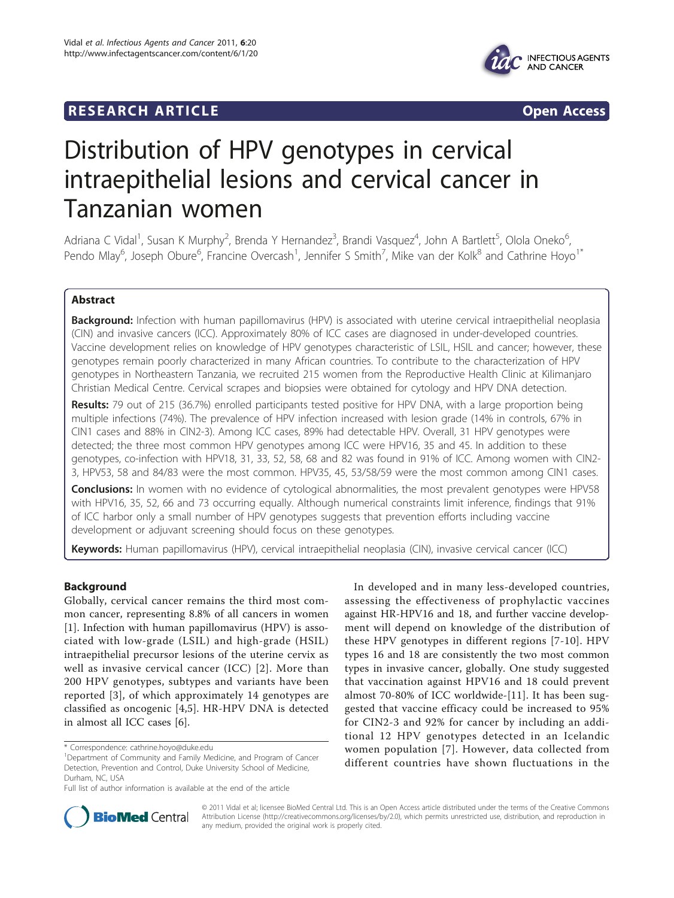**RESEARCH ARTICLE** **Open Access**

# Distribution of HPV genotypes in cervical intraepithelial lesions and cervical cancer in Tanzanian women

Adriana C Vidal[1], Susan K Murphy[2], Brenda Y Hernandez[3], Brandi Vasquez[4], John A Bartlett[5], Olola Oneko[6], Pendo Mlay[6], Joseph Obure[6], Francine Overcash[1], Jennifer S Smith[7], Mike van der Kolk[8] and Cathrine Hoyo[1*]

## Abstract

**Background:** Infection with human papillomavirus (HPV) is associated with uterine cervical intraepithelial neoplasia (CIN) and invasive cancers (ICC). Approximately 80% of ICC cases are diagnosed in under-developed countries. Vaccine development relies on knowledge of HPV genotypes characteristic of LSIL, HSIL and cancer; however, these genotypes remain poorly characterized in many African countries. To contribute to the characterization of HPV genotypes in Northeastern Tanzania, we recruited 215 women from the Reproductive Health Clinic at Kilimanjaro Christian Medical Centre. Cervical scrapes and biopsies were obtained for cytology and HPV DNA detection.

**Results:** 79 out of 215 (36.7%) enrolled participants tested positive for HPV DNA, with a large proportion being multiple infections (74%). The prevalence of HPV infection increased with lesion grade (14% in controls, 67% in CIN1 cases and 88% in CIN2-3). Among ICC cases, 89% had detectable HPV. Overall, 31 HPV genotypes were detected; the three most common HPV genotypes among ICC were HPV16, 35 and 45. In addition to these genotypes, co-infection with HPV18, 31, 33, 52, 58, 68 and 82 was found in 91% of ICC. Among women with CIN2-3, HPV53, 58 and 84/83 were the most common. HPV35, 45, 53/58/59 were the most common among CIN1 cases.

**Conclusions:** In women with no evidence of cytological abnormalities, the most prevalent genotypes were HPV58 with HPV16, 35, 52, 66 and 73 occurring equally. Although numerical constraints limit inference, findings that 91% of ICC harbor only a small number of HPV genotypes suggests that prevention efforts including vaccine development or adjuvant screening should focus on these genotypes.

**Keywords:** Human papillomavirus (HPV), cervical intraepithelial neoplasia (CIN), invasive cervical cancer (ICC)

## Background

Globally, cervical cancer remains the third most common cancer, representing 8.8% of all cancers in women [1]. Infection with human papillomavirus (HPV) is associated with low-grade (LSIL) and high-grade (HSIL) intraepithelial precursor lesions of the uterine cervix as well as invasive cervical cancer (ICC) [2]. More than 200 HPV genotypes, subtypes and variants have been reported [3], of which approximately 14 genotypes are classified as oncogenic [4,5]. HR-HPV DNA is detected in almost all ICC cases [6].

In developed and in many less-developed countries, assessing the effectiveness of prophylactic vaccines against HR-HPV16 and 18, and further vaccine development will depend on knowledge of the distribution of these HPV genotypes in different regions [7-10]. HPV types 16 and 18 are consistently the two most common types in invasive cancer, globally. One study suggested that vaccination against HPV16 and 18 could prevent almost 70-80% of ICC worldwide-[11]. It has been suggested that vaccine efficacy could be increased to 95% for CIN2-3 and 92% for cancer by including an additional 12 HPV genotypes detected in an Icelandic women population [7]. However, data collected from different countries have shown fluctuations in the

\* Correspondence: cathrine.hoyo@duke.edu
[1]Department of Community and Family Medicine, and Program of Cancer Detection, Prevention and Control, Duke University School of Medicine, Durham, NC, USA
Full list of author information is available at the end of the article

© 2011 Vidal et al; licensee BioMed Central Ltd. This is an Open Access article distributed under the terms of the Creative Commons Attribution License (http://creativecommons.org/licenses/by/2.0), which permits unrestricted use, distribution, and reproduction in any medium, provided the original work is properly cited.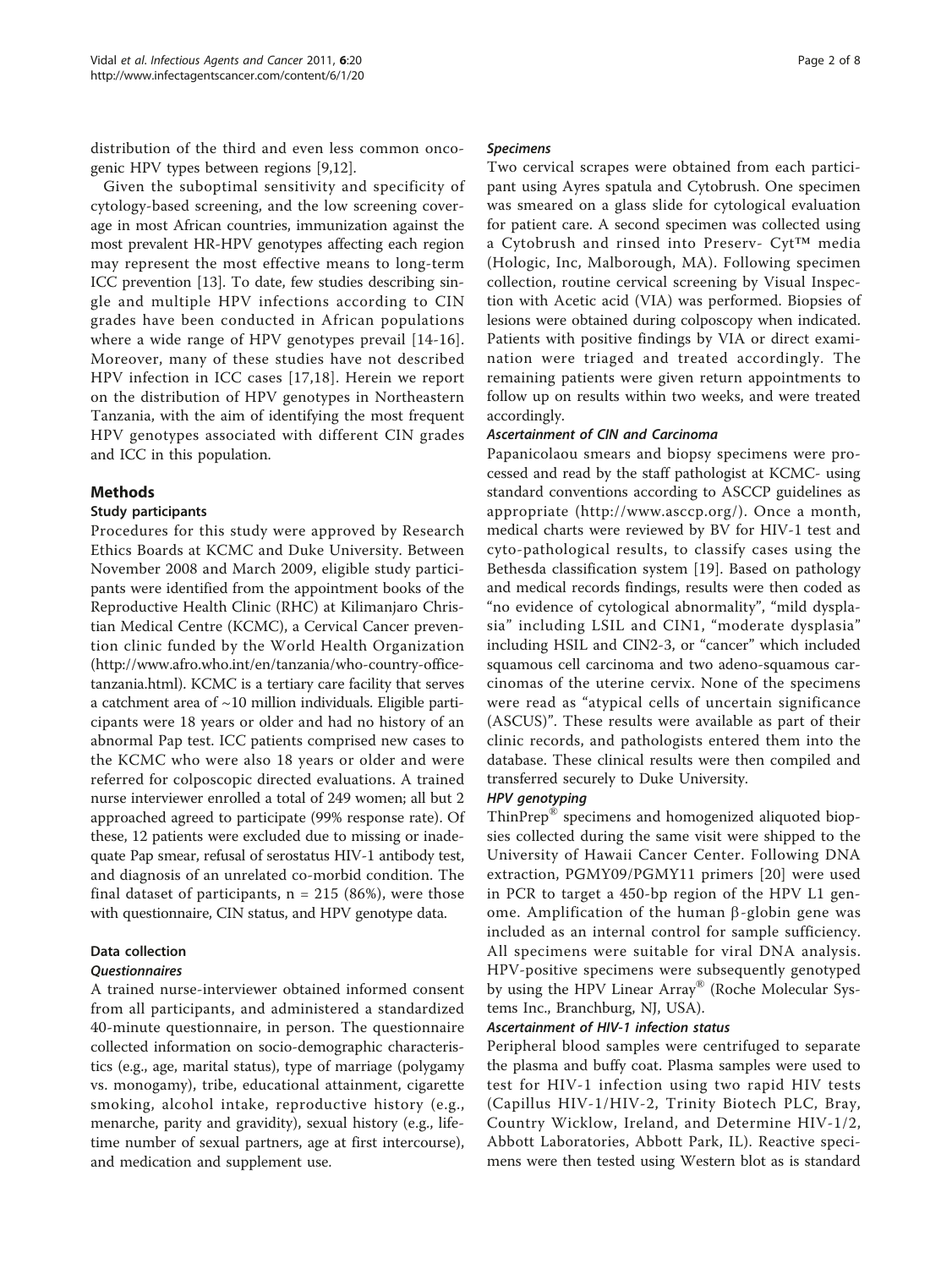distribution of the third and even less common oncogenic HPV types between regions [9,12].

Given the suboptimal sensitivity and specificity of cytology-based screening, and the low screening coverage in most African countries, immunization against the most prevalent HR-HPV genotypes affecting each region may represent the most effective means to long-term ICC prevention [13]. To date, few studies describing single and multiple HPV infections according to CIN grades have been conducted in African populations where a wide range of HPV genotypes prevail [14-16]. Moreover, many of these studies have not described HPV infection in ICC cases [17,18]. Herein we report on the distribution of HPV genotypes in Northeastern Tanzania, with the aim of identifying the most frequent HPV genotypes associated with different CIN grades and ICC in this population.

## Methods

### Study participants

Procedures for this study were approved by Research Ethics Boards at KCMC and Duke University. Between November 2008 and March 2009, eligible study participants were identified from the appointment books of the Reproductive Health Clinic (RHC) at Kilimanjaro Christian Medical Centre (KCMC), a Cervical Cancer prevention clinic funded by the World Health Organization (http://www.afro.who.int/en/tanzania/who-country-office-tanzania.html). KCMC is a tertiary care facility that serves a catchment area of ~10 million individuals. Eligible participants were 18 years or older and had no history of an abnormal Pap test. ICC patients comprised new cases to the KCMC who were also 18 years or older and were referred for colposcopic directed evaluations. A trained nurse interviewer enrolled a total of 249 women; all but 2 approached agreed to participate (99% response rate). Of these, 12 patients were excluded due to missing or inadequate Pap smear, refusal of serostatus HIV-1 antibody test, and diagnosis of an unrelated co-morbid condition. The final dataset of participants, n = 215 (86%), were those with questionnaire, CIN status, and HPV genotype data.

### Data collection

#### *Questionnaires*

A trained nurse-interviewer obtained informed consent from all participants, and administered a standardized 40-minute questionnaire, in person. The questionnaire collected information on socio-demographic characteristics (e.g., age, marital status), type of marriage (polygamy vs. monogamy), tribe, educational attainment, cigarette smoking, alcohol intake, reproductive history (e.g., menarche, parity and gravidity), sexual history (e.g., lifetime number of sexual partners, age at first intercourse), and medication and supplement use.

#### *Specimens*

Two cervical scrapes were obtained from each participant using Ayres spatula and Cytobrush. One specimen was smeared on a glass slide for cytological evaluation for patient care. A second specimen was collected using a Cytobrush and rinsed into Preserv- Cyt™ media (Hologic, Inc, Malborough, MA). Following specimen collection, routine cervical screening by Visual Inspection with Acetic acid (VIA) was performed. Biopsies of lesions were obtained during colposcopy when indicated. Patients with positive findings by VIA or direct examination were triaged and treated accordingly. The remaining patients were given return appointments to follow up on results within two weeks, and were treated accordingly.

#### *Ascertainment of CIN and Carcinoma*

Papanicolaou smears and biopsy specimens were processed and read by the staff pathologist at KCMC- using standard conventions according to ASCCP guidelines as appropriate (http://www.asccp.org/). Once a month, medical charts were reviewed by BV for HIV-1 test and cyto-pathological results, to classify cases using the Bethesda classification system [19]. Based on pathology and medical records findings, results were then coded as "no evidence of cytological abnormality", "mild dysplasia" including LSIL and CIN1, "moderate dysplasia" including HSIL and CIN2-3, or "cancer" which included squamous cell carcinoma and two adeno-squamous carcinomas of the uterine cervix. None of the specimens were read as "atypical cells of uncertain significance (ASCUS)". These results were available as part of their clinic records, and pathologists entered them into the database. These clinical results were then compiled and transferred securely to Duke University.

#### *HPV genotyping*

ThinPrep® specimens and homogenized aliquoted biopsies collected during the same visit were shipped to the University of Hawaii Cancer Center. Following DNA extraction, PGMY09/PGMY11 primers [20] were used in PCR to target a 450-bp region of the HPV L1 genome. Amplification of the human β-globin gene was included as an internal control for sample sufficiency. All specimens were suitable for viral DNA analysis. HPV-positive specimens were subsequently genotyped by using the HPV Linear Array® (Roche Molecular Systems Inc., Branchburg, NJ, USA).

#### *Ascertainment of HIV-1 infection status*

Peripheral blood samples were centrifuged to separate the plasma and buffy coat. Plasma samples were used to test for HIV-1 infection using two rapid HIV tests (Capillus HIV-1/HIV-2, Trinity Biotech PLC, Bray, Country Wicklow, Ireland, and Determine HIV-1/2, Abbott Laboratories, Abbott Park, IL). Reactive specimens were then tested using Western blot as is standard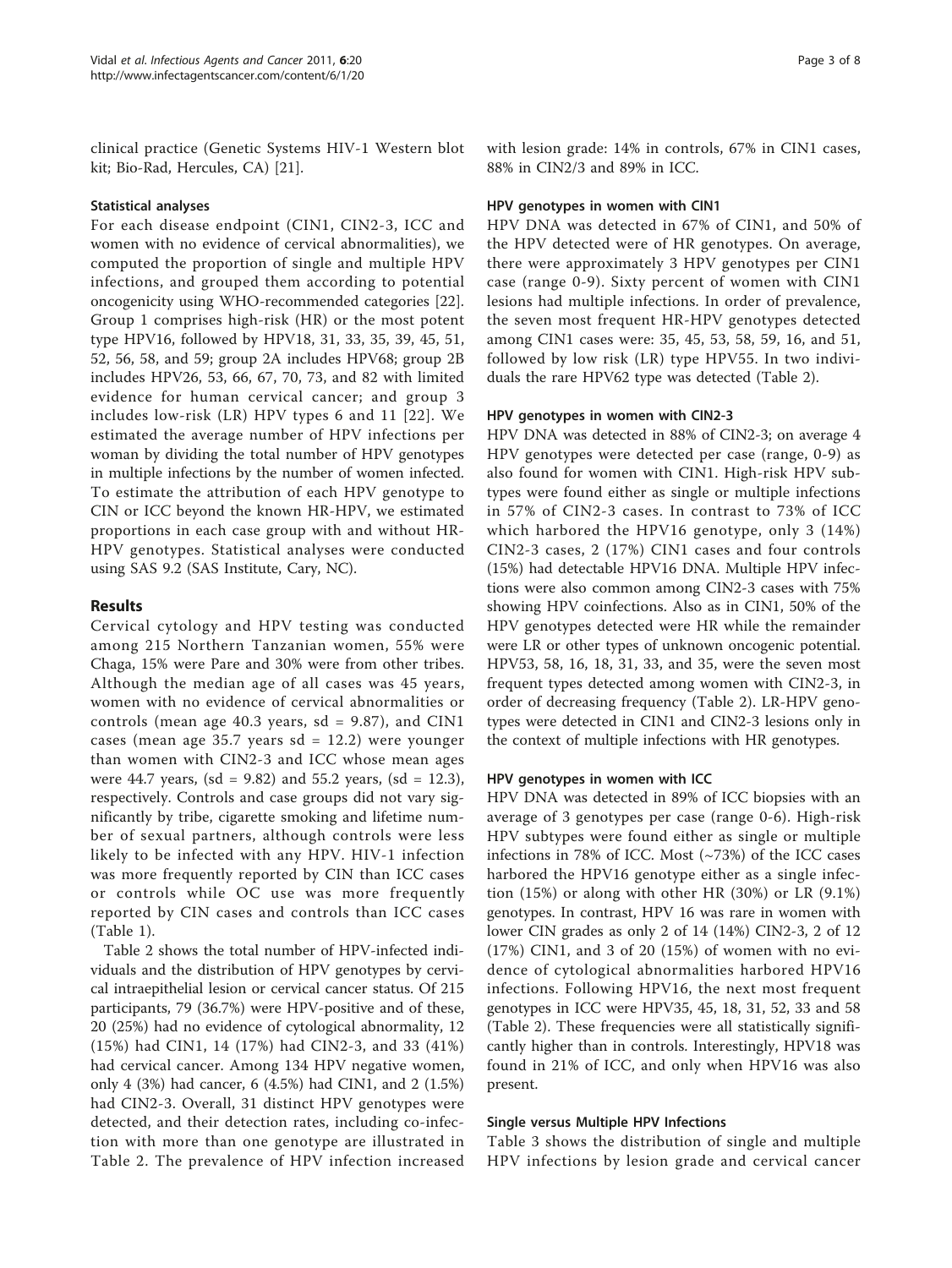clinical practice (Genetic Systems HIV-1 Western blot kit; Bio-Rad, Hercules, CA) [21].

### Statistical analyses

For each disease endpoint (CIN1, CIN2-3, ICC and women with no evidence of cervical abnormalities), we computed the proportion of single and multiple HPV infections, and grouped them according to potential oncogenicity using WHO-recommended categories [22]. Group 1 comprises high-risk (HR) or the most potent type HPV16, followed by HPV18, 31, 33, 35, 39, 45, 51, 52, 56, 58, and 59; group 2A includes HPV68; group 2B includes HPV26, 53, 66, 67, 70, 73, and 82 with limited evidence for human cervical cancer; and group 3 includes low-risk (LR) HPV types 6 and 11 [22]. We estimated the average number of HPV infections per woman by dividing the total number of HPV genotypes in multiple infections by the number of women infected. To estimate the attribution of each HPV genotype to CIN or ICC beyond the known HR-HPV, we estimated proportions in each case group with and without HR-HPV genotypes. Statistical analyses were conducted using SAS 9.2 (SAS Institute, Cary, NC).

## Results

Cervical cytology and HPV testing was conducted among 215 Northern Tanzanian women, 55% were Chaga, 15% were Pare and 30% were from other tribes. Although the median age of all cases was 45 years, women with no evidence of cervical abnormalities or controls (mean age 40.3 years, sd = 9.87), and CIN1 cases (mean age 35.7 years sd = 12.2) were younger than women with CIN2-3 and ICC whose mean ages were 44.7 years, (sd = 9.82) and 55.2 years, (sd = 12.3), respectively. Controls and case groups did not vary significantly by tribe, cigarette smoking and lifetime number of sexual partners, although controls were less likely to be infected with any HPV. HIV-1 infection was more frequently reported by CIN than ICC cases or controls while OC use was more frequently reported by CIN cases and controls than ICC cases (Table 1).

Table 2 shows the total number of HPV-infected individuals and the distribution of HPV genotypes by cervical intraepithelial lesion or cervical cancer status. Of 215 participants, 79 (36.7%) were HPV-positive and of these, 20 (25%) had no evidence of cytological abnormality, 12 (15%) had CIN1, 14 (17%) had CIN2-3, and 33 (41%) had cervical cancer. Among 134 HPV negative women, only 4 (3%) had cancer, 6 (4.5%) had CIN1, and 2 (1.5%) had CIN2-3. Overall, 31 distinct HPV genotypes were detected, and their detection rates, including co-infection with more than one genotype are illustrated in Table 2. The prevalence of HPV infection increased with lesion grade: 14% in controls, 67% in CIN1 cases, 88% in CIN2/3 and 89% in ICC.

### HPV genotypes in women with CIN1

HPV DNA was detected in 67% of CIN1, and 50% of the HPV detected were of HR genotypes. On average, there were approximately 3 HPV genotypes per CIN1 case (range 0-9). Sixty percent of women with CIN1 lesions had multiple infections. In order of prevalence, the seven most frequent HR-HPV genotypes detected among CIN1 cases were: 35, 45, 53, 58, 59, 16, and 51, followed by low risk (LR) type HPV55. In two individuals the rare HPV62 type was detected (Table 2).

### HPV genotypes in women with CIN2-3

HPV DNA was detected in 88% of CIN2-3; on average 4 HPV genotypes were detected per case (range, 0-9) as also found for women with CIN1. High-risk HPV subtypes were found either as single or multiple infections in 57% of CIN2-3 cases. In contrast to 73% of ICC which harbored the HPV16 genotype, only 3 (14%) CIN2-3 cases, 2 (17%) CIN1 cases and four controls (15%) had detectable HPV16 DNA. Multiple HPV infections were also common among CIN2-3 cases with 75% showing HPV coinfections. Also as in CIN1, 50% of the HPV genotypes detected were HR while the remainder were LR or other types of unknown oncogenic potential. HPV53, 58, 16, 18, 31, 33, and 35, were the seven most frequent types detected among women with CIN2-3, in order of decreasing frequency (Table 2). LR-HPV genotypes were detected in CIN1 and CIN2-3 lesions only in the context of multiple infections with HR genotypes.

### HPV genotypes in women with ICC

HPV DNA was detected in 89% of ICC biopsies with an average of 3 genotypes per case (range 0-6). High-risk HPV subtypes were found either as single or multiple infections in 78% of ICC. Most (~73%) of the ICC cases harbored the HPV16 genotype either as a single infection (15%) or along with other HR (30%) or LR (9.1%) genotypes. In contrast, HPV 16 was rare in women with lower CIN grades as only 2 of 14 (14%) CIN2-3, 2 of 12 (17%) CIN1, and 3 of 20 (15%) of women with no evidence of cytological abnormalities harbored HPV16 infections. Following HPV16, the next most frequent genotypes in ICC were HPV35, 45, 18, 31, 52, 33 and 58 (Table 2). These frequencies were all statistically significantly higher than in controls. Interestingly, HPV18 was found in 21% of ICC, and only when HPV16 was also present.

### Single versus Multiple HPV Infections

Table 3 shows the distribution of single and multiple HPV infections by lesion grade and cervical cancer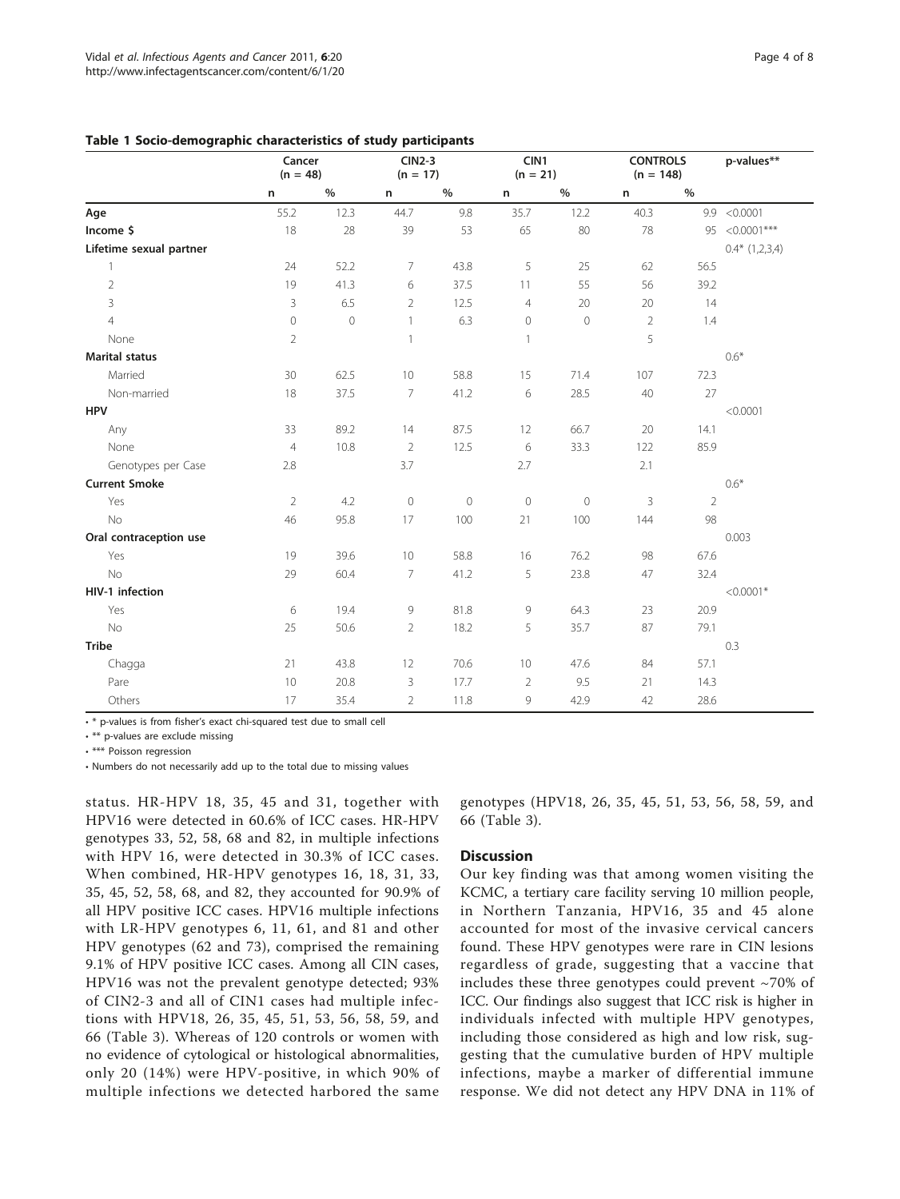**Table 1 Socio-demographic characteristics of study participants**

| | Cancer (n = 48) | | CIN2-3 (n = 17) | | CIN1 (n = 21) | | CONTROLS (n = 148) | | p-values** |
|---|---|---|---|---|---|---|---|---|---|
| | n | % | n | % | n | % | n | % | |
| **Age** | 55.2 | 12.3 | 44.7 | 9.8 | 35.7 | 12.2 | 40.3 | 9.9 | <0.0001 |
| **Income $** | 18 | 28 | 39 | 53 | 65 | 80 | 78 | 95 | <0.0001*** |
| **Lifetime sexual partner** | | | | | | | | | 0.4* (1,2,3,4) |
| 1 | 24 | 52.2 | 7 | 43.8 | 5 | 25 | 62 | 56.5 | |
| 2 | 19 | 41.3 | 6 | 37.5 | 11 | 55 | 56 | 39.2 | |
| 3 | 3 | 6.5 | 2 | 12.5 | 4 | 20 | 20 | 14 | |
| 4 | 0 | 0 | 1 | 6.3 | 0 | 0 | 2 | 1.4 | |
| None | 2 | | 1 | | 1 | | 5 | | |
| **Marital status** | | | | | | | | | 0.6* |
| Married | 30 | 62.5 | 10 | 58.8 | 15 | 71.4 | 107 | 72.3 | |
| Non-married | 18 | 37.5 | 7 | 41.2 | 6 | 28.5 | 40 | 27 | |
| **HPV** | | | | | | | | | <0.0001 |
| Any | 33 | 89.2 | 14 | 87.5 | 12 | 66.7 | 20 | 14.1 | |
| None | 4 | 10.8 | 2 | 12.5 | 6 | 33.3 | 122 | 85.9 | |
| Genotypes per Case | 2.8 | | 3.7 | | 2.7 | | 2.1 | | |
| **Current Smoke** | | | | | | | | | 0.6* |
| Yes | 2 | 4.2 | 0 | 0 | 0 | 0 | 3 | 2 | |
| No | 46 | 95.8 | 17 | 100 | 21 | 100 | 144 | 98 | |
| **Oral contraception use** | | | | | | | | | 0.003 |
| Yes | 19 | 39.6 | 10 | 58.8 | 16 | 76.2 | 98 | 67.6 | |
| No | 29 | 60.4 | 7 | 41.2 | 5 | 23.8 | 47 | 32.4 | |
| **HIV-1 infection** | | | | | | | | | <0.0001* |
| Yes | 6 | 19.4 | 9 | 81.8 | 9 | 64.3 | 23 | 20.9 | |
| No | 25 | 50.6 | 2 | 18.2 | 5 | 35.7 | 87 | 79.1 | |
| **Tribe** | | | | | | | | | 0.3 |
| Chagga | 21 | 43.8 | 12 | 70.6 | 10 | 47.6 | 84 | 57.1 | |
| Pare | 10 | 20.8 | 3 | 17.7 | 2 | 9.5 | 21 | 14.3 | |
| Others | 17 | 35.4 | 2 | 11.8 | 9 | 42.9 | 42 | 28.6 | |

- * p-values is from fisher's exact chi-squared test due to small cell
- ** p-values are exclude missing
- *** Poisson regression
- Numbers do not necessarily add up to the total due to missing values

status. HR-HPV 18, 35, 45 and 31, together with HPV16 were detected in 60.6% of ICC cases. HR-HPV genotypes 33, 52, 58, 68 and 82, in multiple infections with HPV 16, were detected in 30.3% of ICC cases. When combined, HR-HPV genotypes 16, 18, 31, 33, 35, 45, 52, 58, 68, and 82, they accounted for 90.9% of all HPV positive ICC cases. HPV16 multiple infections with LR-HPV genotypes 6, 11, 61, and 81 and other HPV genotypes (62 and 73), comprised the remaining 9.1% of HPV positive ICC cases. Among all CIN cases, HPV16 was not the prevalent genotype detected; 93% of CIN2-3 and all of CIN1 cases had multiple infections with HPV18, 26, 35, 45, 51, 53, 56, 58, 59, and 66 (Table 3). Whereas of 120 controls or women with no evidence of cytological or histological abnormalities, only 20 (14%) were HPV-positive, in which 90% of multiple infections we detected harbored the same genotypes (HPV18, 26, 35, 45, 51, 53, 56, 58, 59, and 66 (Table 3).

## Discussion

Our key finding was that among women visiting the KCMC, a tertiary care facility serving 10 million people, in Northern Tanzania, HPV16, 35 and 45 alone accounted for most of the invasive cervical cancers found. These HPV genotypes were rare in CIN lesions regardless of grade, suggesting that a vaccine that includes these three genotypes could prevent ~70% of ICC. Our findings also suggest that ICC risk is higher in individuals infected with multiple HPV genotypes, including those considered as high and low risk, suggesting that the cumulative burden of HPV multiple infections, maybe a marker of differential immune response. We did not detect any HPV DNA in 11% of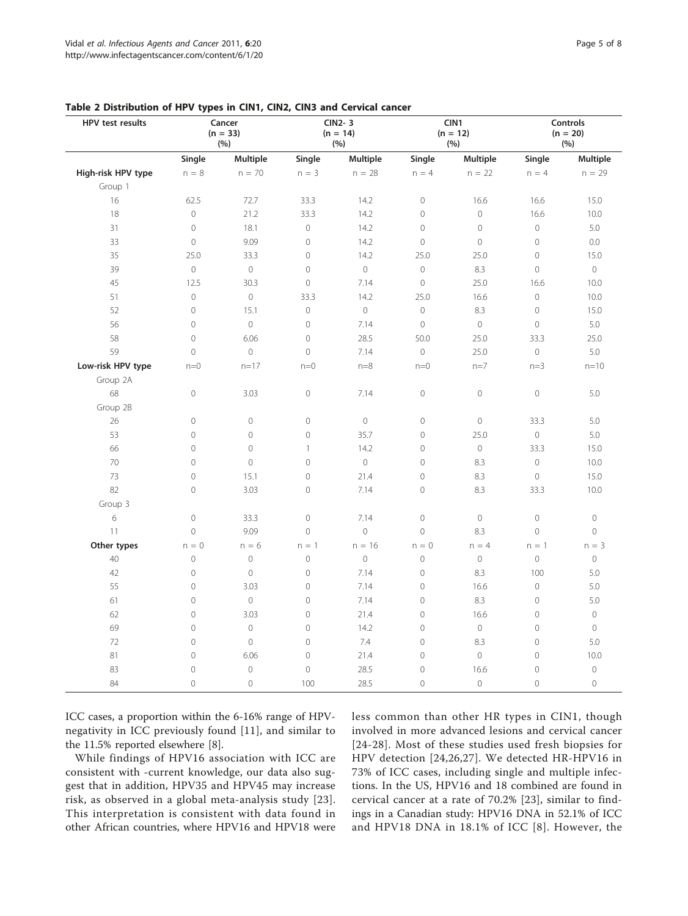**Table 2 Distribution of HPV types in CIN1, CIN2, CIN3 and Cervical cancer**

| HPV test results | Cancer (n = 33) (%) | | CIN2- 3 (n = 14) (%) | | CIN1 (n = 12) (%) | | Controls (n = 20) (%) | |
|---|---|---|---|---|---|---|---|---|
| | Single | Multiple | Single | Multiple | Single | Multiple | Single | Multiple |
| **High-risk HPV type** | n = 8 | n = 70 | n = 3 | n = 28 | n = 4 | n = 22 | n = 4 | n = 29 |
| Group 1 | | | | | | | | |
| 16 | 62.5 | 72.7 | 33.3 | 14.2 | 0 | 16.6 | 16.6 | 15.0 |
| 18 | 0 | 21.2 | 33.3 | 14.2 | 0 | 0 | 16.6 | 10.0 |
| 31 | 0 | 18.1 | 0 | 14.2 | 0 | 0 | 0 | 5.0 |
| 33 | 0 | 9.09 | 0 | 14.2 | 0 | 0 | 0 | 0.0 |
| 35 | 25.0 | 33.3 | 0 | 14.2 | 25.0 | 25.0 | 0 | 15.0 |
| 39 | 0 | 0 | 0 | 0 | 0 | 8.3 | 0 | 0 |
| 45 | 12.5 | 30.3 | 0 | 7.14 | 0 | 25.0 | 16.6 | 10.0 |
| 51 | 0 | 0 | 33.3 | 14.2 | 25.0 | 16.6 | 0 | 10.0 |
| 52 | 0 | 15.1 | 0 | 0 | 0 | 8.3 | 0 | 15.0 |
| 56 | 0 | 0 | 0 | 7.14 | 0 | 0 | 0 | 5.0 |
| 58 | 0 | 6.06 | 0 | 28.5 | 50.0 | 25.0 | 33.3 | 25.0 |
| 59 | 0 | 0 | 0 | 7.14 | 0 | 25.0 | 0 | 5.0 |
| **Low-risk HPV type** | n=0 | n=17 | n=0 | n=8 | n=0 | n=7 | n=3 | n=10 |
| Group 2A | | | | | | | | |
| 68 | 0 | 3.03 | 0 | 7.14 | 0 | 0 | 0 | 5.0 |
| Group 2B | | | | | | | | |
| 26 | 0 | 0 | 0 | 0 | 0 | 0 | 33.3 | 5.0 |
| 53 | 0 | 0 | 0 | 35.7 | 0 | 25.0 | 0 | 5.0 |
| 66 | 0 | 0 | 1 | 14.2 | 0 | 0 | 33.3 | 15.0 |
| 70 | 0 | 0 | 0 | 0 | 0 | 8.3 | 0 | 10.0 |
| 73 | 0 | 15.1 | 0 | 21.4 | 0 | 8.3 | 0 | 15.0 |
| 82 | 0 | 3.03 | 0 | 7.14 | 0 | 8.3 | 33.3 | 10.0 |
| Group 3 | | | | | | | | |
| 6 | 0 | 33.3 | 0 | 7.14 | 0 | 0 | 0 | 0 |
| 11 | 0 | 9.09 | 0 | 0 | 0 | 8.3 | 0 | 0 |
| **Other types** | n = 0 | n = 6 | n = 1 | n = 16 | n = 0 | n = 4 | n = 1 | n = 3 |
| 40 | 0 | 0 | 0 | 0 | 0 | 0 | 0 | 0 |
| 42 | 0 | 0 | 0 | 7.14 | 0 | 8.3 | 100 | 5.0 |
| 55 | 0 | 3.03 | 0 | 7.14 | 0 | 16.6 | 0 | 5.0 |
| 61 | 0 | 0 | 0 | 7.14 | 0 | 8.3 | 0 | 5.0 |
| 62 | 0 | 3.03 | 0 | 21.4 | 0 | 16.6 | 0 | 0 |
| 69 | 0 | 0 | 0 | 14.2 | 0 | 0 | 0 | 0 |
| 72 | 0 | 0 | 0 | 7.4 | 0 | 8.3 | 0 | 5.0 |
| 81 | 0 | 6.06 | 0 | 21.4 | 0 | 0 | 0 | 10.0 |
| 83 | 0 | 0 | 0 | 28.5 | 0 | 16.6 | 0 | 0 |
| 84 | 0 | 0 | 100 | 28.5 | 0 | 0 | 0 | 0 |

ICC cases, a proportion within the 6-16% range of HPV-negativity in ICC previously found [11], and similar to the 11.5% reported elsewhere [8].

While findings of HPV16 association with ICC are consistent with -current knowledge, our data also suggest that in addition, HPV35 and HPV45 may increase risk, as observed in a global meta-analysis study [23]. This interpretation is consistent with data found in other African countries, where HPV16 and HPV18 were less common than other HR types in CIN1, though involved in more advanced lesions and cervical cancer [24-28]. Most of these studies used fresh biopsies for HPV detection [24,26,27]. We detected HR-HPV16 in 73% of ICC cases, including single and multiple infections. In the US, HPV16 and 18 combined are found in cervical cancer at a rate of 70.2% [23], similar to findings in a Canadian study: HPV16 DNA in 52.1% of ICC and HPV18 DNA in 18.1% of ICC [8]. However, the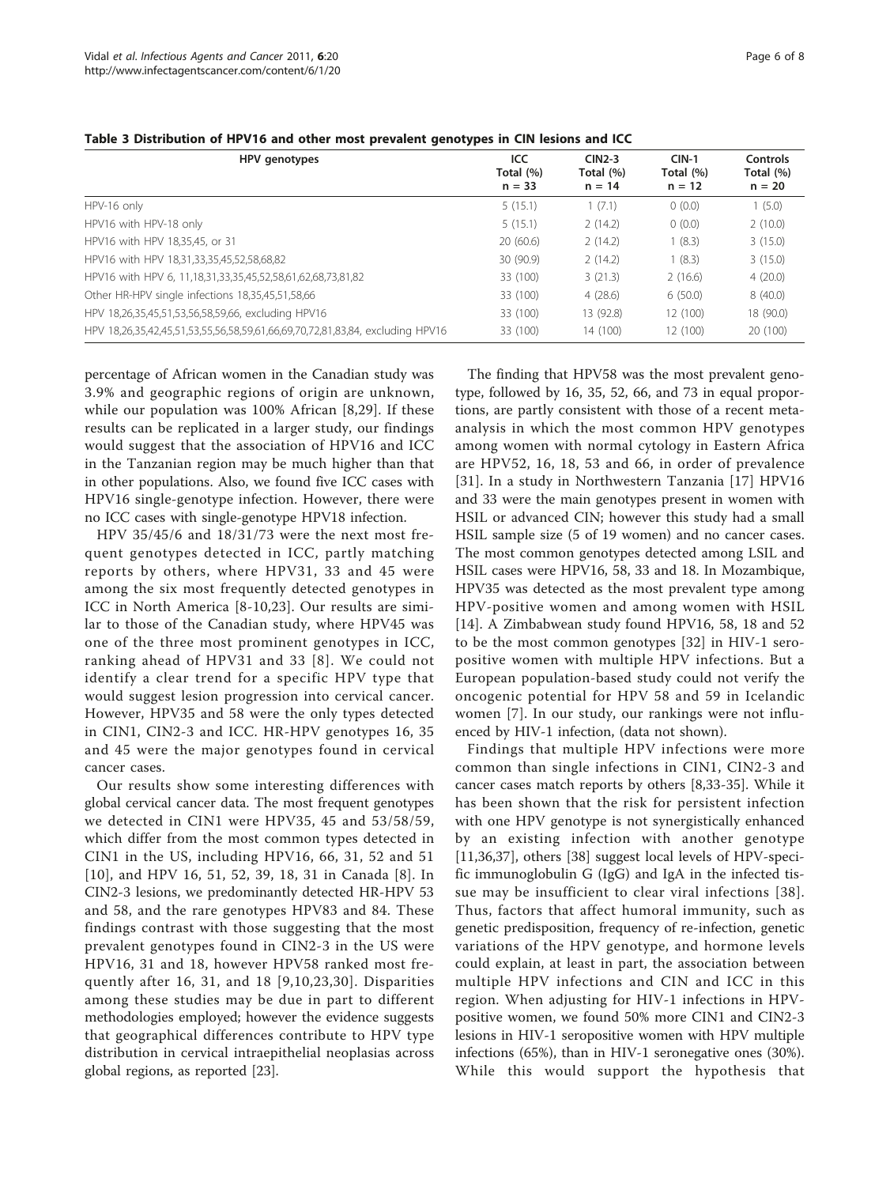**Table 3 Distribution of HPV16 and other most prevalent genotypes in CIN lesions and ICC**

| HPV genotypes | ICC Total (%) n = 33 | CIN2-3 Total (%) n = 14 | CIN-1 Total (%) n = 12 | Controls Total (%) n = 20 |
|---|---|---|---|---|
| HPV-16 only | 5 (15.1) | 1 (7.1) | 0 (0.0) | 1 (5.0) |
| HPV16 with HPV-18 only | 5 (15.1) | 2 (14.2) | 0 (0.0) | 2 (10.0) |
| HPV16 with HPV 18,35,45, or 31 | 20 (60.6) | 2 (14.2) | 1 (8.3) | 3 (15.0) |
| HPV16 with HPV 18,31,33,35,45,52,58,68,82 | 30 (90.9) | 2 (14.2) | 1 (8.3) | 3 (15.0) |
| HPV16 with HPV 6, 11,18,31,33,35,45,52,58,61,62,68,73,81,82 | 33 (100) | 3 (21.3) | 2 (16.6) | 4 (20.0) |
| Other HR-HPV single infections 18,35,45,51,58,66 | 33 (100) | 4 (28.6) | 6 (50.0) | 8 (40.0) |
| HPV 18,26,35,45,51,53,56,58,59,66, excluding HPV16 | 33 (100) | 13 (92.8) | 12 (100) | 18 (90.0) |
| HPV 18,26,35,42,45,51,53,55,56,58,59,61,66,69,70,72,81,83,84, excluding HPV16 | 33 (100) | 14 (100) | 12 (100) | 20 (100) |

percentage of African women in the Canadian study was 3.9% and geographic regions of origin are unknown, while our population was 100% African [8,29]. If these results can be replicated in a larger study, our findings would suggest that the association of HPV16 and ICC in the Tanzanian region may be much higher than that in other populations. Also, we found five ICC cases with HPV16 single-genotype infection. However, there were no ICC cases with single-genotype HPV18 infection.

HPV 35/45/6 and 18/31/73 were the next most frequent genotypes detected in ICC, partly matching reports by others, where HPV31, 33 and 45 were among the six most frequently detected genotypes in ICC in North America [8-10,23]. Our results are similar to those of the Canadian study, where HPV45 was one of the three most prominent genotypes in ICC, ranking ahead of HPV31 and 33 [8]. We could not identify a clear trend for a specific HPV type that would suggest lesion progression into cervical cancer. However, HPV35 and 58 were the only types detected in CIN1, CIN2-3 and ICC. HR-HPV genotypes 16, 35 and 45 were the major genotypes found in cervical cancer cases.

Our results show some interesting differences with global cervical cancer data. The most frequent genotypes we detected in CIN1 were HPV35, 45 and 53/58/59, which differ from the most common types detected in CIN1 in the US, including HPV16, 66, 31, 52 and 51 [10], and HPV 16, 51, 52, 39, 18, 31 in Canada [8]. In CIN2-3 lesions, we predominantly detected HR-HPV 53 and 58, and the rare genotypes HPV83 and 84. These findings contrast with those suggesting that the most prevalent genotypes found in CIN2-3 in the US were HPV16, 31 and 18, however HPV58 ranked most frequently after 16, 31, and 18 [9,10,23,30]. Disparities among these studies may be due in part to different methodologies employed; however the evidence suggests that geographical differences contribute to HPV type distribution in cervical intraepithelial neoplasias across global regions, as reported [23].

The finding that HPV58 was the most prevalent genotype, followed by 16, 35, 52, 66, and 73 in equal proportions, are partly consistent with those of a recent meta-analysis in which the most common HPV genotypes among women with normal cytology in Eastern Africa are HPV52, 16, 18, 53 and 66, in order of prevalence [31]. In a study in Northwestern Tanzania [17] HPV16 and 33 were the main genotypes present in women with HSIL or advanced CIN; however this study had a small HSIL sample size (5 of 19 women) and no cancer cases. The most common genotypes detected among LSIL and HSIL cases were HPV16, 58, 33 and 18. In Mozambique, HPV35 was detected as the most prevalent type among HPV-positive women and among women with HSIL [14]. A Zimbabwean study found HPV16, 58, 18 and 52 to be the most common genotypes [32] in HIV-1 seropositive women with multiple HPV infections. But a European population-based study could not verify the oncogenic potential for HPV 58 and 59 in Icelandic women [7]. In our study, our rankings were not influenced by HIV-1 infection, (data not shown).

Findings that multiple HPV infections were more common than single infections in CIN1, CIN2-3 and cancer cases match reports by others [8,33-35]. While it has been shown that the risk for persistent infection with one HPV genotype is not synergistically enhanced by an existing infection with another genotype [11,36,37], others [38] suggest local levels of HPV-specific immunoglobulin G (IgG) and IgA in the infected tissue may be insufficient to clear viral infections [38]. Thus, factors that affect humoral immunity, such as genetic predisposition, frequency of re-infection, genetic variations of the HPV genotype, and hormone levels could explain, at least in part, the association between multiple HPV infections and CIN and ICC in this region. When adjusting for HIV-1 infections in HPV-positive women, we found 50% more CIN1 and CIN2-3 lesions in HIV-1 seropositive women with HPV multiple infections (65%), than in HIV-1 seronegative ones (30%). While this would support the hypothesis that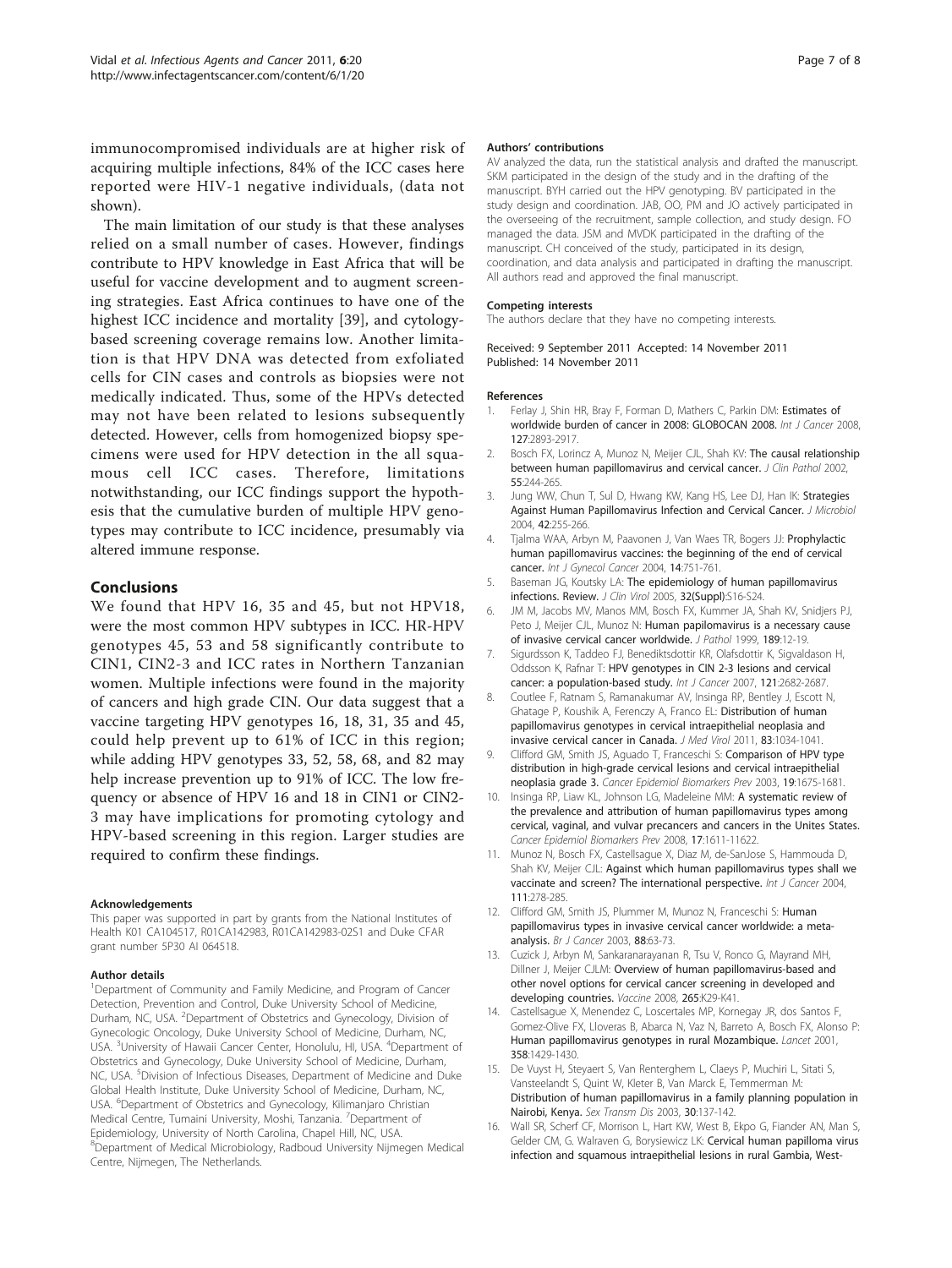immunocompromised individuals are at higher risk of acquiring multiple infections, 84% of the ICC cases here reported were HIV-1 negative individuals, (data not shown).

The main limitation of our study is that these analyses relied on a small number of cases. However, findings contribute to HPV knowledge in East Africa that will be useful for vaccine development and to augment screening strategies. East Africa continues to have one of the highest ICC incidence and mortality [39], and cytology-based screening coverage remains low. Another limitation is that HPV DNA was detected from exfoliated cells for CIN cases and controls as biopsies were not medically indicated. Thus, some of the HPVs detected may not have been related to lesions subsequently detected. However, cells from homogenized biopsy specimens were used for HPV detection in the all squamous cell ICC cases. Therefore, limitations notwithstanding, our ICC findings support the hypothesis that the cumulative burden of multiple HPV genotypes may contribute to ICC incidence, presumably via altered immune response.

## Conclusions

We found that HPV 16, 35 and 45, but not HPV18, were the most common HPV subtypes in ICC. HR-HPV genotypes 45, 53 and 58 significantly contribute to CIN1, CIN2-3 and ICC rates in Northern Tanzanian women. Multiple infections were found in the majority of cancers and high grade CIN. Our data suggest that a vaccine targeting HPV genotypes 16, 18, 31, 35 and 45, could help prevent up to 61% of ICC in this region; while adding HPV genotypes 33, 52, 58, 68, and 82 may help increase prevention up to 91% of ICC. The low frequency or absence of HPV 16 and 18 in CIN1 or CIN2-3 may have implications for promoting cytology and HPV-based screening in this region. Larger studies are required to confirm these findings.

#### Acknowledgements

This paper was supported in part by grants from the National Institutes of Health K01 CA104517, R01CA142983, R01CA142983-02S1 and Duke CFAR grant number 5P30 AI 064518.

#### Author details

[1]Department of Community and Family Medicine, and Program of Cancer Detection, Prevention and Control, Duke University School of Medicine, Durham, NC, USA. [2]Department of Obstetrics and Gynecology, Division of Gynecologic Oncology, Duke University School of Medicine, Durham, NC, USA. [3]University of Hawaii Cancer Center, Honolulu, HI, USA. [4]Department of Obstetrics and Gynecology, Duke University School of Medicine, Durham, NC, USA. [5]Division of Infectious Diseases, Department of Medicine and Duke Global Health Institute, Duke University School of Medicine, Durham, NC, USA. [6]Department of Obstetrics and Gynecology, Kilimanjaro Christian Medical Centre, Tumaini University, Moshi, Tanzania. [7]Department of Epidemiology, University of North Carolina, Chapel Hill, NC, USA. [8]Department of Medical Microbiology, Radboud University Nijmegen Medical Centre, Nijmegen, The Netherlands.

#### Authors' contributions

AV analyzed the data, run the statistical analysis and drafted the manuscript. SKM participated in the design of the study and in the drafting of the manuscript. BYH carried out the HPV genotyping. BV participated in the study design and coordination. JAB, OO, PM and JO actively participated in the overseeing of the recruitment, sample collection, and study design. FO managed the data. JSM and MVDK participated in the drafting of the manuscript. CH conceived of the study, participated in its design, coordination, and data analysis and participated in drafting the manuscript. All authors read and approved the final manuscript.

#### Competing interests

The authors declare that they have no competing interests.

Received: 9 September 2011 Accepted: 14 November 2011
Published: 14 November 2011

#### References

1. Ferlay J, Shin HR, Bray F, Forman D, Mathers C, Parkin DM: **Estimates of worldwide burden of cancer in 2008: GLOBOCAN 2008.** *Int J Cancer* 2008, **127**:2893-2917.
2. Bosch FX, Lorincz A, Munoz N, Meijer CJL, Shah KV: **The causal relationship between human papillomavirus and cervical cancer.** *J Clin Pathol* 2002, **55**:244-265.
3. Jung WW, Chun T, Sul D, Hwang KW, Kang HS, Lee DJ, Han IK: **Strategies Against Human Papillomavirus Infection and Cervical Cancer.** *J Microbiol* 2004, **42**:255-266.
4. Tjalma WAA, Arbyn M, Paavonen J, Van Waes TR, Bogers JJ: **Prophylactic human papillomavirus vaccines: the beginning of the end of cervical cancer.** *Int J Gynecol Cancer* 2004, **14**:751-761.
5. Baseman JG, Koutsky LA: **The epidemiology of human papillomavirus infections. Review.** *J Clin Virol* 2005, **32(Suppl)**:S16-S24.
6. JM M, Jacobs MV, Manos MM, Bosch FX, Kummer JA, Shah KV, Snidjers PJ, Peto J, Meijer CJL, Munoz N: **Human papillomavirus is a necessary cause of invasive cervical cancer worldwide.** *J Pathol* 1999, **189**:12-19.
7. Sigurdsson K, Taddeo FJ, Benediktsdottir KR, Olafsdottir K, Sigvaldason H, Oddsson K, Rafnar T: **HPV genotypes in CIN 2-3 lesions and cervical cancer: a population-based study.** *Int J Cancer* 2007, **121**:2682-2687.
8. Coutlee F, Ratnam S, Ramanakumar AV, Insinga RP, Bentley J, Escott N, Ghatage P, Koushik A, Ferenczy A, Franco EL: **Distribution of human papillomavirus genotypes in cervical intraepithelial neoplasia and invasive cervical cancer in Canada.** *J Med Virol* 2011, **83**:1034-1041.
9. Clifford GM, Smith JS, Aguado T, Franceschi S: **Comparison of HPV type distribution in high-grade cervical lesions and cervical intraepithelial neoplasia grade 3.** *Cancer Epidemiol Biomarkers Prev* 2003, **19**:1675-1681.
10. Insinga RP, Liaw KL, Johnson LG, Madeleine MM: **A systematic review of the prevalence and attribution of human papillomavirus types among cervical, vaginal, and vulvar precancers and cancers in the Unites States.** *Cancer Epidemiol Biomarkers Prev* 2008, **17**:1611-11622.
11. Munoz N, Bosch FX, Castellsague X, Diaz M, de-SanJose S, Hammouda D, Shah KV, Meijer CJL: **Against which human papillomavirus types shall we vaccinate and screen? The international perspective.** *Int J Cancer* 2004, **111**:278-285.
12. Clifford GM, Smith JS, Plummer M, Munoz N, Franceschi S: **Human papillomavirus types in invasive cervical cancer worldwide: a meta-analysis.** *Br J Cancer* 2003, **88**:63-73.
13. Cuzick J, Arbyn M, Sankaranarayanan R, Tsu V, Ronco G, Mayrand MH, Dillner J, Meijer CJLM: **Overview of human papillomavirus-based and other novel options for cervical cancer screening in developed and developing countries.** *Vaccine* 2008, **265**:K29-K41.
14. Castellsague X, Menendez C, Loscertales MP, Kornegay JR, dos Santos F, Gomez-Olive FX, Lloveras B, Abarca N, Vaz N, Barreto A, Bosch FX, Alonso P: **Human papillomavirus genotypes in rural Mozambique.** *Lancet* 2001, **358**:1429-1430.
15. De Vuyst H, Steyaert S, Van Renterghem L, Claeys P, Muchiri L, Sitati S, Vansteelandt S, Quint W, Kleter B, Van Marck E, Temmerman M: **Distribution of human papillomavirus in a family planning population in Nairobi, Kenya.** *Sex Transm Dis* 2003, **30**:137-142.
16. Wall SR, Scherf CF, Morrison L, Hart KW, West B, Ekpo G, Fiander AN, Man S, Gelder CM, G. Walraven G, Borysiewicz LK: **Cervical human papilloma virus infection and squamous intraepithelial lesions in rural Gambia, West-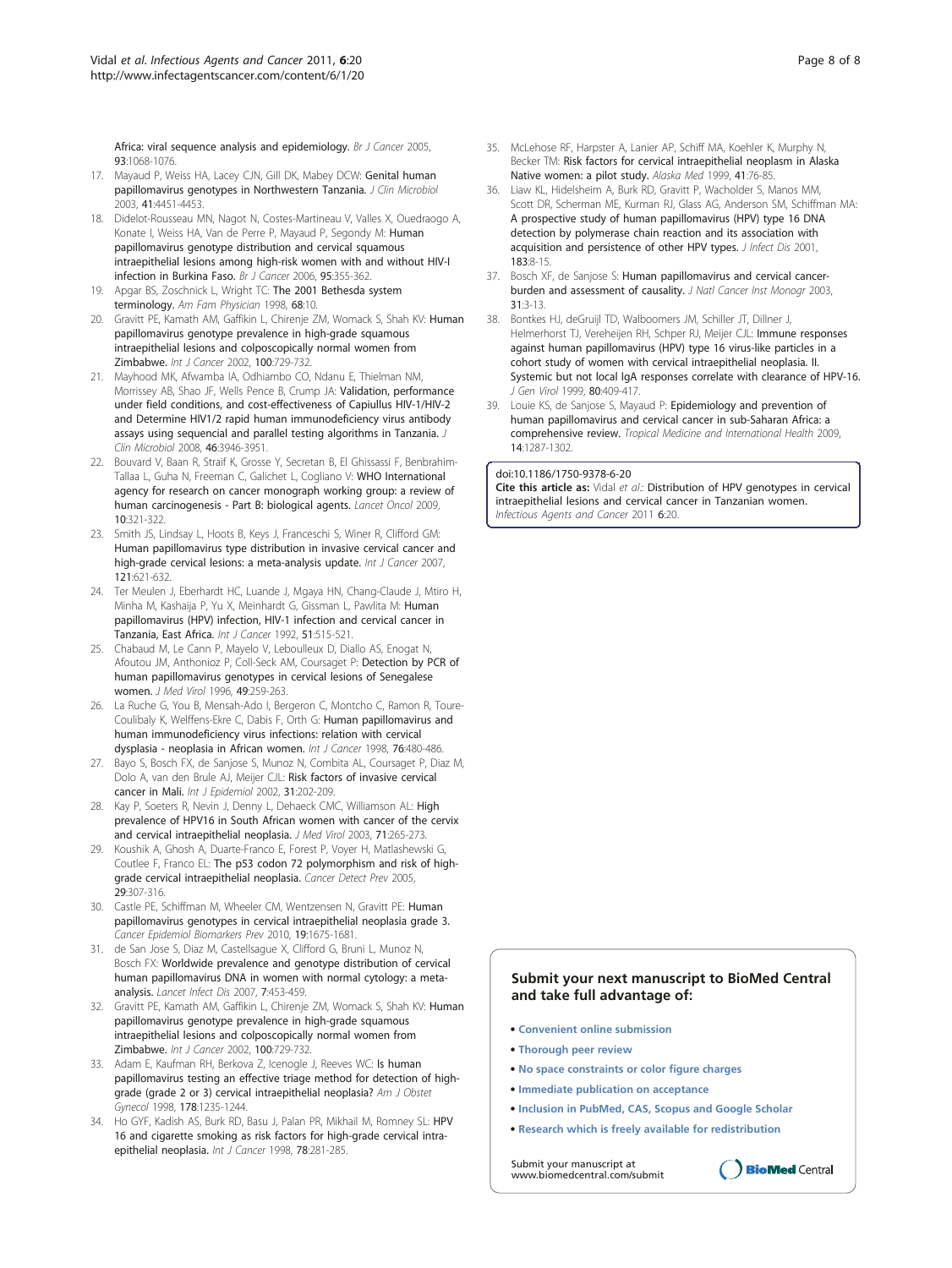Africa: viral sequence analysis and epidemiology. *Br J Cancer* 2005, **93**:1068-1076.

17. Mayaud P, Weiss HA, Lacey CJN, Gill DK, Mabey DCW: **Genital human papillomavirus genotypes in Northwestern Tanzania.** *J Clin Microbiol* 2003, **41**:4451-4453.
18. Didelot-Rousseau MN, Nagot N, Costes-Martineau V, Valles X, Ouedraogo A, Konate I, Weiss HA, Van de Perre P, Mayaud P, Segondy M: **Human papillomavirus genotype distribution and cervical squamous intraepithelial lesions among high-risk women with and without HIV-I infection in Burkina Faso.** *Br J Cancer* 2006, **95**:355-362.
19. Apgar BS, Zoschnick L, Wright TC: **The 2001 Bethesda system terminology.** *Am Fam Physician* 1998, **68**:10.
20. Gravitt PE, Kamath AM, Gaffikin L, Chirenje ZM, Womack S, Shah KV: **Human papillomavirus genotype prevalence in high-grade squamous intraepithelial lesions and colposcopically normal women from Zimbabwe.** *Int J Cancer* 2002, **100**:729-732.
21. Mayhood MK, Afwamba IA, Odhiambo CO, Ndanu E, Thielman NM, Morrissey AB, Shao JF, Wells Pence B, Crump JA: **Validation, performance under field conditions, and cost-effectiveness of Capiullus HIV-1/HIV-2 and Determine HIV1/2 rapid human immunodeficiency virus antibody assays using sequencial and parallel testing algorithms in Tanzania.** *J Clin Microbiol* 2008, **46**:3946-3951.
22. Bouvard V, Baan R, Straif K, Grosse Y, Secretan B, El Ghissassi F, Benbrahim-Tallaa L, Guha N, Freeman C, Galichet L, Cogliano V: **WHO International agency for research on cancer monograph working group: a review of human carcinogenesis - Part B: biological agents.** *Lancet Oncol* 2009, **10**:321-322.
23. Smith JS, Lindsay L, Hoots B, Keys J, Franceschi S, Winer R, Clifford GM: **Human papillomavirus type distribution in invasive cervical cancer and high-grade cervical lesions: a meta-analysis update.** *Int J Cancer* 2007, **121**:621-632.
24. Ter Meulen J, Eberhardt HC, Luande J, Mgaya HN, Chang-Claude J, Mtiro H, Minha M, Kashaija P, Yu X, Meinhardt G, Gissman L, Pawlita M: **Human papillomavirus (HPV) infection, HIV-1 infection and cervical cancer in Tanzania, East Africa.** *Int J Cancer* 1992, **51**:515-521.
25. Chabaud M, Le Cann P, Mayelo V, Leboulleux D, Diallo AS, Enogat N, Afoutou JM, Anthonioz P, Coll-Seck AM, Coursaget P: **Detection by PCR of human papillomavirus genotypes in cervical lesions of Senegalese women.** *J Med Virol* 1996, **49**:259-263.
26. La Ruche G, You B, Mensah-Ado I, Bergeron C, Montcho C, Ramon R, Toure-Coulibaly K, Welffens-Ekre C, Dabis F, Orth G: **Human papillomavirus and human immunodeficiency virus infections: relation with cervical dysplasia - neoplasia in African women.** *Int J Cancer* 1998, **76**:480-486.
27. Bayo S, Bosch FX, de Sanjose S, Munoz N, Combita AL, Coursaget P, Diaz M, Dolo A, van den Brule AJ, Meijer CJL: **Risk factors of invasive cervical cancer in Mali.** *Int J Epidemiol* 2002, **31**:202-209.
28. Kay P, Soeters R, Nevin J, Denny L, Dehaeck CMC, Williamson AL: **High prevalence of HPV16 in South African women with cancer of the cervix and cervical intraepithelial neoplasia.** *J Med Virol* 2003, **71**:265-273.
29. Koushik A, Ghosh A, Duarte-Franco E, Forest P, Voyer H, Matlashewski G, Coutlee F, Franco EL: **The p53 codon 72 polymorphism and risk of high-grade cervical intraepithelial neoplasia.** *Cancer Detect Prev* 2005, **29**:307-316.
30. Castle PE, Schiffman M, Wheeler CM, Wentzensen N, Gravitt PE: **Human papillomavirus genotypes in cervical intraepithelial neoplasia grade 3.** *Cancer Epidemiol Biomarkers Prev* 2010, **19**:1675-1681.
31. de San Jose S, Diaz M, Castellsague X, Clifford G, Bruni L, Munoz N, Bosch FX: **Worldwide prevalence and genotype distribution of cervical human papillomavirus DNA in women with normal cytology: a meta-analysis.** *Lancet Infect Dis* 2007, **7**:453-459.
32. Gravitt PE, Kamath AM, Gaffikin L, Chirenje ZM, Womack S, Shah KV: **Human papillomavirus genotype prevalence in high-grade squamous intraepithelial lesions and colposcopically normal women from Zimbabwe.** *Int J Cancer* 2002, **100**:729-732.
33. Adam E, Kaufman RH, Berkova Z, Icenogle J, Reeves WC: **Is human papillomavirus testing an effective triage method for detection of high-grade (grade 2 or 3) cervical intraepithelial neoplasia?** *Am J Obstet Gynecol* 1998, **178**:1235-1244.
34. Ho GYF, Kadish AS, Burk RD, Basu J, Palan PR, Mikhail M, Romney SL: **HPV 16 and cigarette smoking as risk factors for high-grade cervical intra-epithelial neoplasia.** *Int J Cancer* 1998, **78**:281-285.
35. McLehose RF, Harpster A, Lanier AP, Schiff MA, Koehler K, Murphy N, Becker TM: **Risk factors for cervical intraepithelial neoplasm in Alaska Native women: a pilot study.** *Alaska Med* 1999, **41**:76-85.
36. Liaw KL, Hidelsheim A, Burk RD, Gravitt P, Wacholder S, Manos MM, Scott DR, Scherman ME, Kurman RJ, Glass AG, Anderson SM, Schiffman MA: **A prospective study of human papillomavirus (HPV) type 16 DNA detection by polymerase chain reaction and its association with acquisition and persistence of other HPV types.** *J Infect Dis* 2001, **183**:8-15.
37. Bosch XF, de Sanjose S: **Human papillomavirus and cervical cancer-burden and assessment of causality.** *J Natl Cancer Inst Monogr* 2003, **31**:3-13.
38. Bontkes HJ, deGruijl TD, Walboomers JM, Schiller JT, Dillner J, Helmerhorst TJ, Vereheijen RH, Schper RJ, Meijer CJL: **Immune responses against human papillomavirus (HPV) type 16 virus-like particles in a cohort study of women with cervical intraepithelial neoplasia. II. Systemic but not local IgA responses correlate with clearance of HPV-16.** *J Gen Virol* 1999, **80**:409-417.
39. Louie KS, de Sanjose S, Mayaud P: **Epidemiology and prevention of human papillomavirus and cervical cancer in sub-Saharan Africa: a comprehensive review.** *Tropical Medicine and International Health* 2009, **14**:1287-1302.

doi:10.1186/1750-9378-6-20

**Cite this article as:** Vidal *et al.*: Distribution of HPV genotypes in cervical intraepithelial lesions and cervical cancer in Tanzanian women. *Infectious Agents and Cancer* 2011 **6**:20.

**Submit your next manuscript to BioMed Central and take full advantage of:**

- **Convenient online submission**
- **Thorough peer review**
- **No space constraints or color figure charges**
- **Immediate publication on acceptance**
- **Inclusion in PubMed, CAS, Scopus and Google Scholar**
- **Research which is freely available for redistribution**

Submit your manuscript at
www.biomedcentral.com/submit

BioMed Central